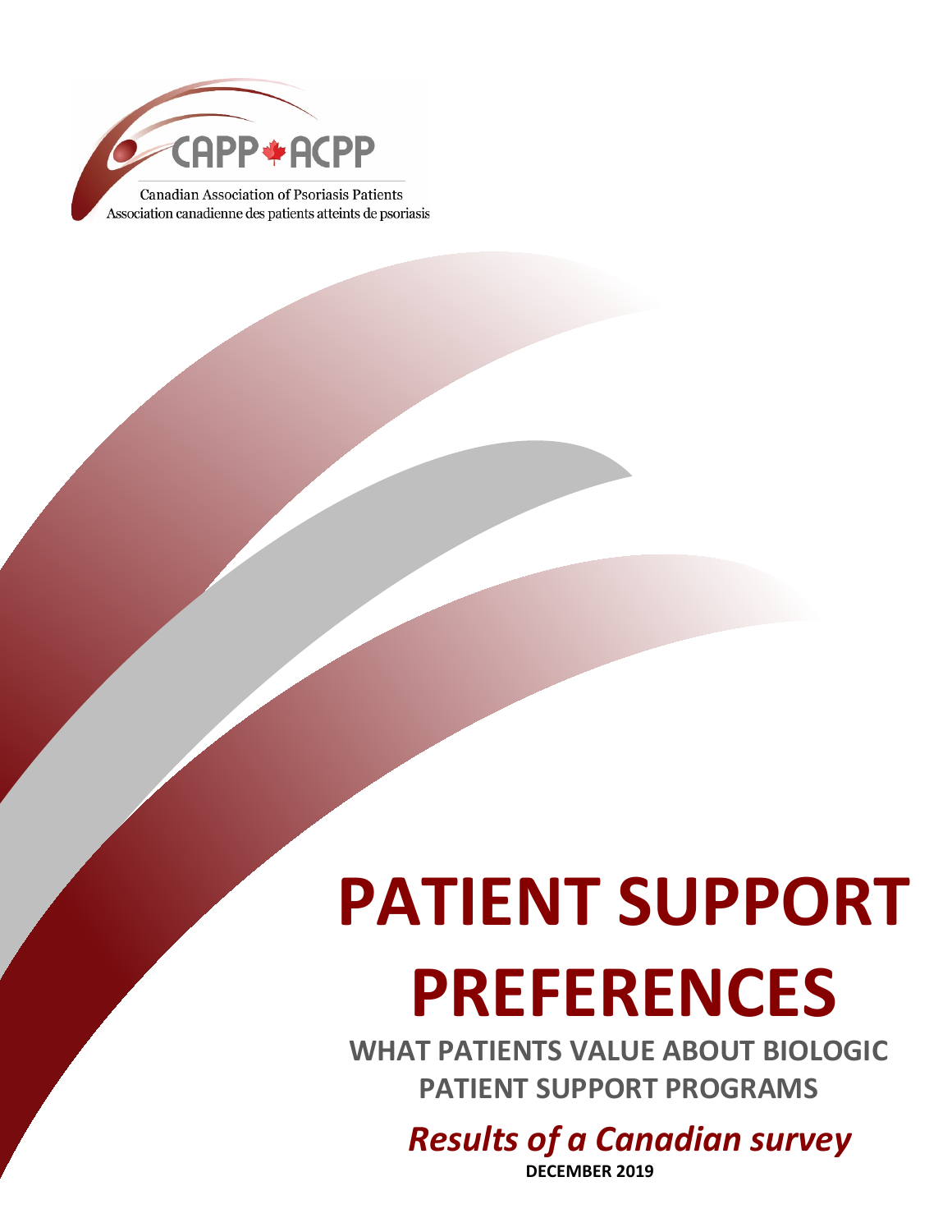CAPP ACPP

Canadian Association of Psoriasis Patients
Association canadienne des patients atteints de psoriasis

# PATIENT SUPPORT PREFERENCES

## WHAT PATIENTS VALUE ABOUT BIOLOGIC PATIENT SUPPORT PROGRAMS

*Results of a Canadian survey*

**DECEMBER 2019**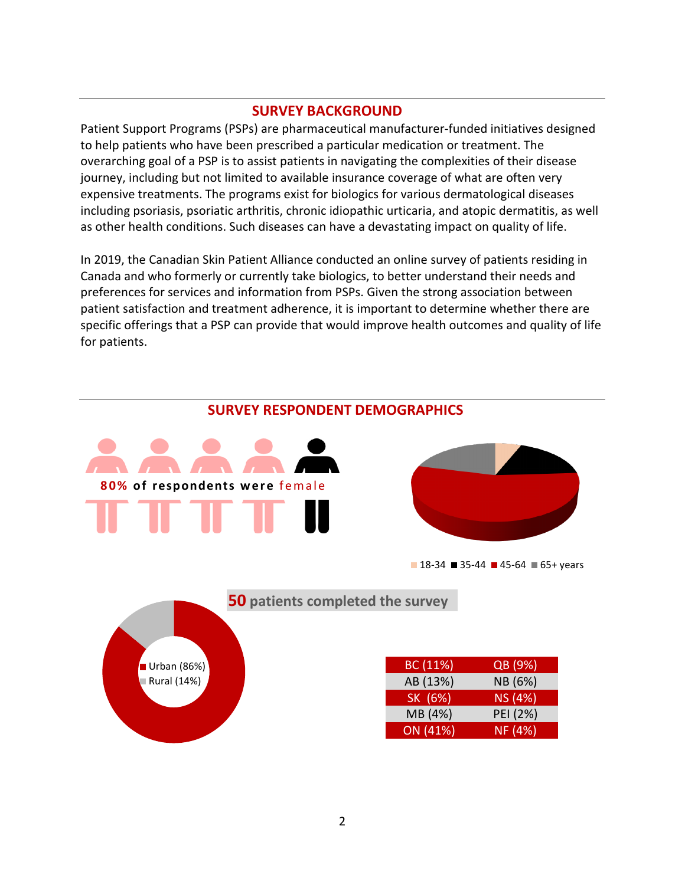## SURVEY BACKGROUND

Patient Support Programs (PSPs) are pharmaceutical manufacturer-funded initiatives designed to help patients who have been prescribed a particular medication or treatment. The overarching goal of a PSP is to assist patients in navigating the complexities of their disease journey, including but not limited to available insurance coverage of what are often very expensive treatments. The programs exist for biologics for various dermatological diseases including psoriasis, psoriatic arthritis, chronic idiopathic urticaria, and atopic dermatitis, as well as other health conditions. Such diseases can have a devastating impact on quality of life.

In 2019, the Canadian Skin Patient Alliance conducted an online survey of patients residing in Canada and who formerly or currently take biologics, to better understand their needs and preferences for services and information from PSPs. Given the strong association between patient satisfaction and treatment adherence, it is important to determine whether there are specific offerings that a PSP can provide that would improve health outcomes and quality of life for patients.

## SURVEY RESPONDENT DEMOGRAPHICS

**80%** of respondents were female

18-34 | 35-44 | 45-64 | 65+ years

**50** patients completed the survey

Urban (86%)
Rural (14%)

| BC (11%) | QB (9%) |
|---|---|
| AB (13%) | NB (6%) |
| SK (6%) | NS (4%) |
| MB (4%) | PEI (2%) |
| ON (41%) | NF (4%) |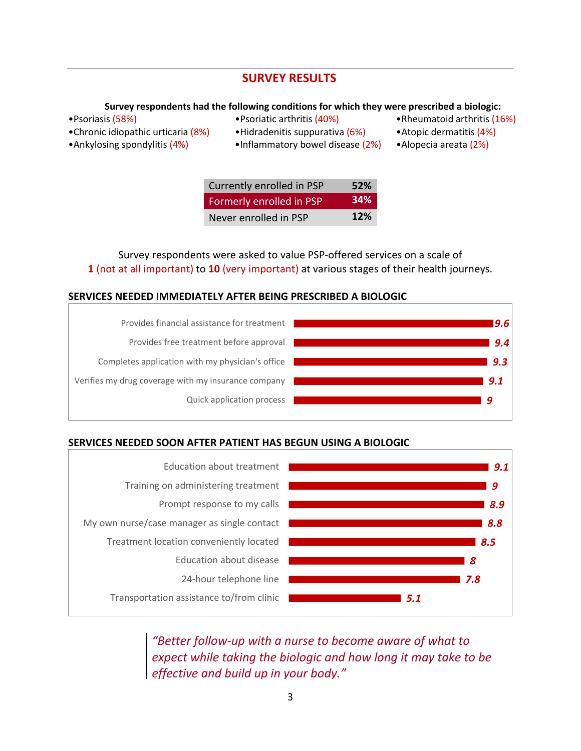## SURVEY RESULTS

**Survey respondents had the following conditions for which they were prescribed a biologic:**

- Psoriasis (58%)
- Psoriatic arthritis (40%)
- Rheumatoid arthritis (16%)
- Chronic idiopathic urticaria (8%)
- Hidradenitis suppurativa (6%)
- Atopic dermatitis (4%)
- Ankylosing spondylitis (4%)
- Inflammatory bowel disease (2%)
- Alopecia areata (2%)

| | |
|---|---|
| Currently enrolled in PSP | **52%** |
| Formerly enrolled in PSP | **34%** |
| Never enrolled in PSP | **12%** |

Survey respondents were asked to value PSP-offered services on a scale of **1** (not at all important) to **10** (very important) at various stages of their health journeys.

### SERVICES NEEDED IMMEDIATELY AFTER BEING PRESCRIBED A BIOLOGIC

| Service | Score |
|---|---|
| Provides financial assistance for treatment | 9.6 |
| Provides free treatment before approval | 9.4 |
| Completes application with my physician's office | 9.3 |
| Verifies my drug coverage with my insurance company | 9.1 |
| Quick application process | 9 |

### SERVICES NEEDED SOON AFTER PATIENT HAS BEGUN USING A BIOLOGIC

| Service | Score |
|---|---|
| Education about treatment | 9.1 |
| Training on administering treatment | 9 |
| Prompt response to my calls | 8.9 |
| My own nurse/case manager as single contact | 8.8 |
| Treatment location conveniently located | 8.5 |
| Education about disease | 8 |
| 24-hour telephone line | 7.8 |
| Transportation assistance to/from clinic | 5.1 |

> *"Better follow-up with a nurse to become aware of what to expect while taking the biologic and how long it may take to be effective and build up in your body."*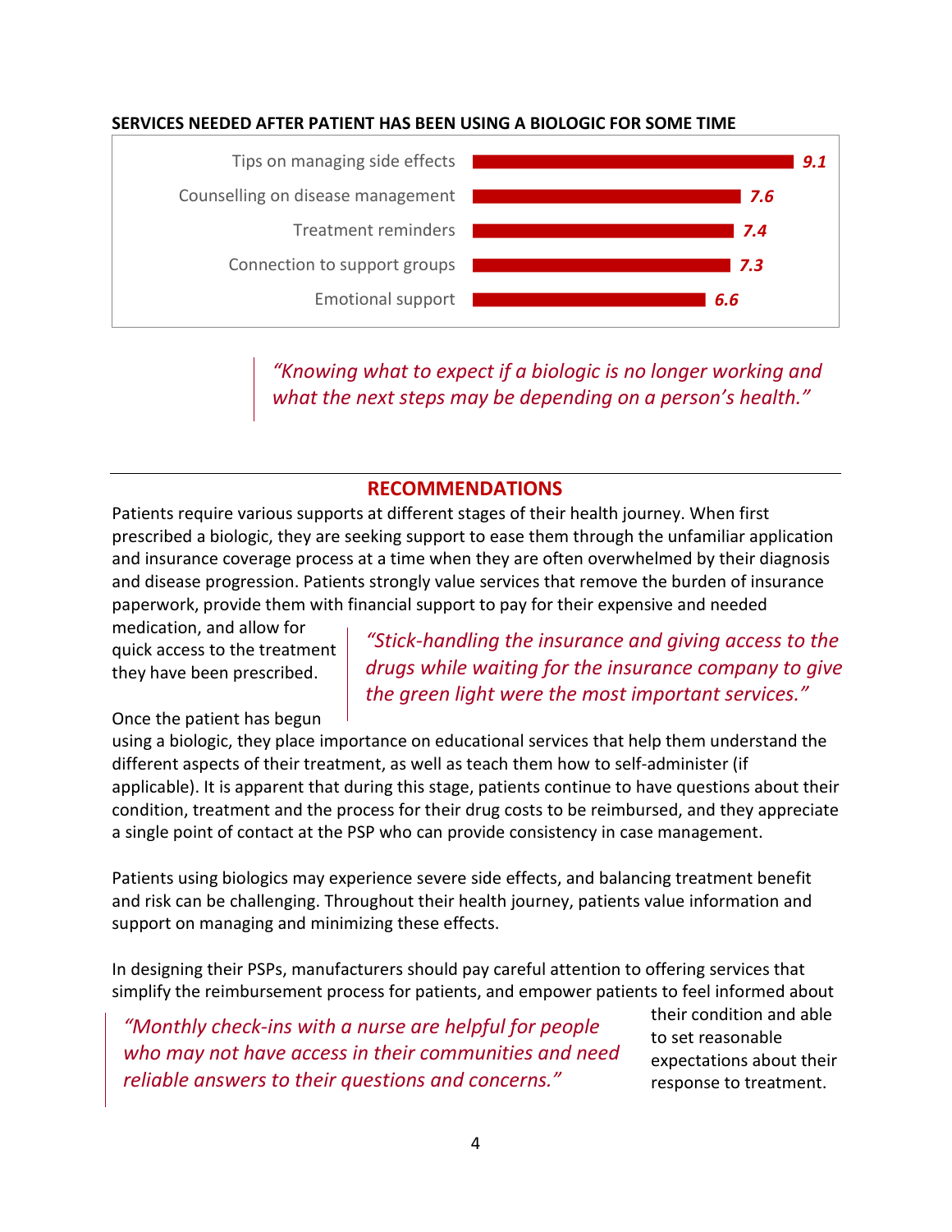**SERVICES NEEDED AFTER PATIENT HAS BEEN USING A BIOLOGIC FOR SOME TIME**

| Service | Score |
|---|---|
| Tips on managing side effects | 9.1 |
| Counselling on disease management | 7.6 |
| Treatment reminders | 7.4 |
| Connection to support groups | 7.3 |
| Emotional support | 6.6 |

*"Knowing what to expect if a biologic is no longer working and what the next steps may be depending on a person's health."*

## RECOMMENDATIONS

Patients require various supports at different stages of their health journey. When first prescribed a biologic, they are seeking support to ease them through the unfamiliar application and insurance coverage process at a time when they are often overwhelmed by their diagnosis and disease progression. Patients strongly value services that remove the burden of insurance paperwork, provide them with financial support to pay for their expensive and needed medication, and allow for quick access to the treatment they have been prescribed.

*"Stick-handling the insurance and giving access to the drugs while waiting for the insurance company to give the green light were the most important services."*

Once the patient has begun using a biologic, they place importance on educational services that help them understand the different aspects of their treatment, as well as teach them how to self-administer (if applicable). It is apparent that during this stage, patients continue to have questions about their condition, treatment and the process for their drug costs to be reimbursed, and they appreciate a single point of contact at the PSP who can provide consistency in case management.

Patients using biologics may experience severe side effects, and balancing treatment benefit and risk can be challenging. Throughout their health journey, patients value information and support on managing and minimizing these effects.

In designing their PSPs, manufacturers should pay careful attention to offering services that simplify the reimbursement process for patients, and empower patients to feel informed about their condition and able to set reasonable expectations about their response to treatment.

*"Monthly check-ins with a nurse are helpful for people who may not have access in their communities and need reliable answers to their questions and concerns."*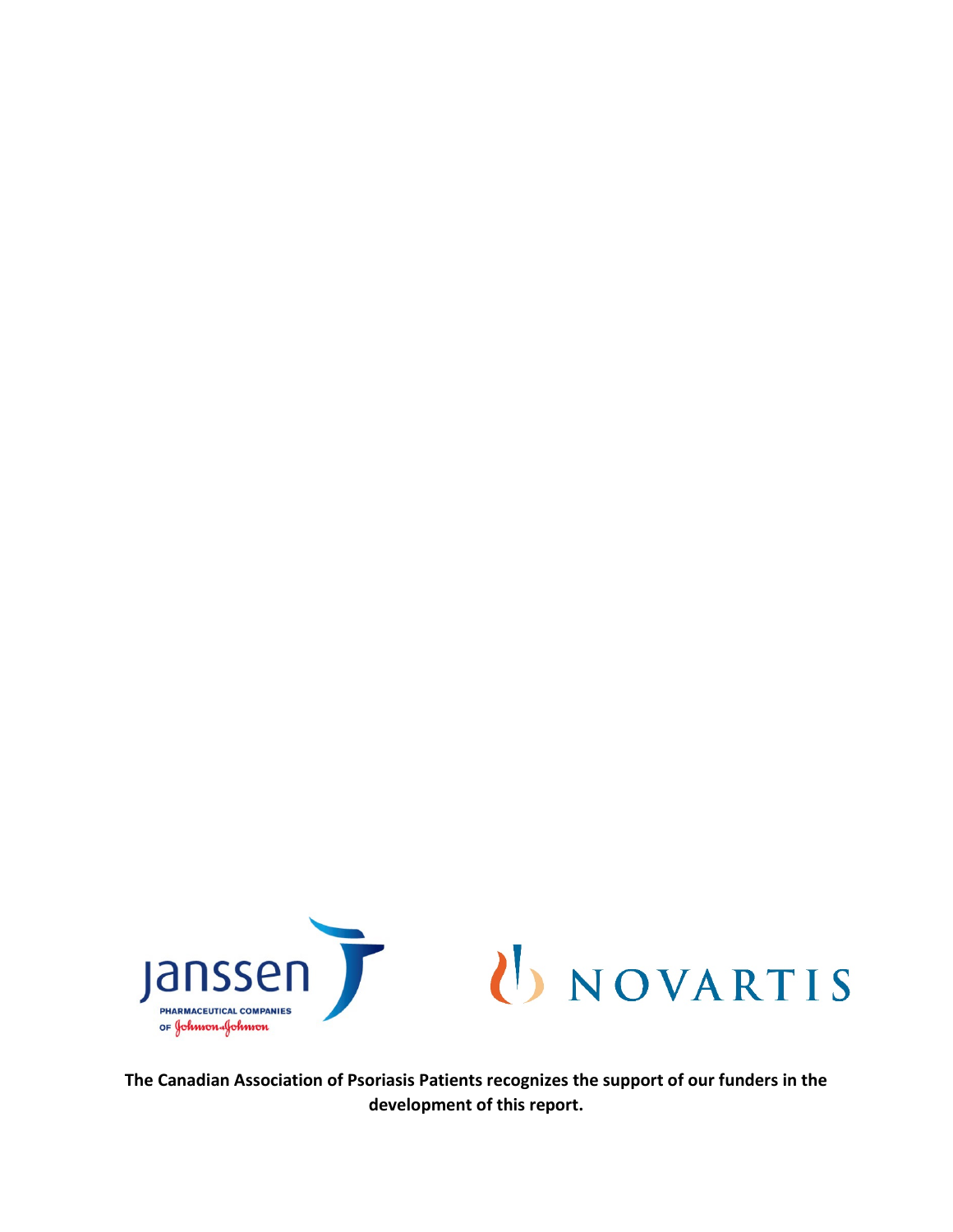**The Canadian Association of Psoriasis Patients recognizes the support of our funders in the development of this report.**